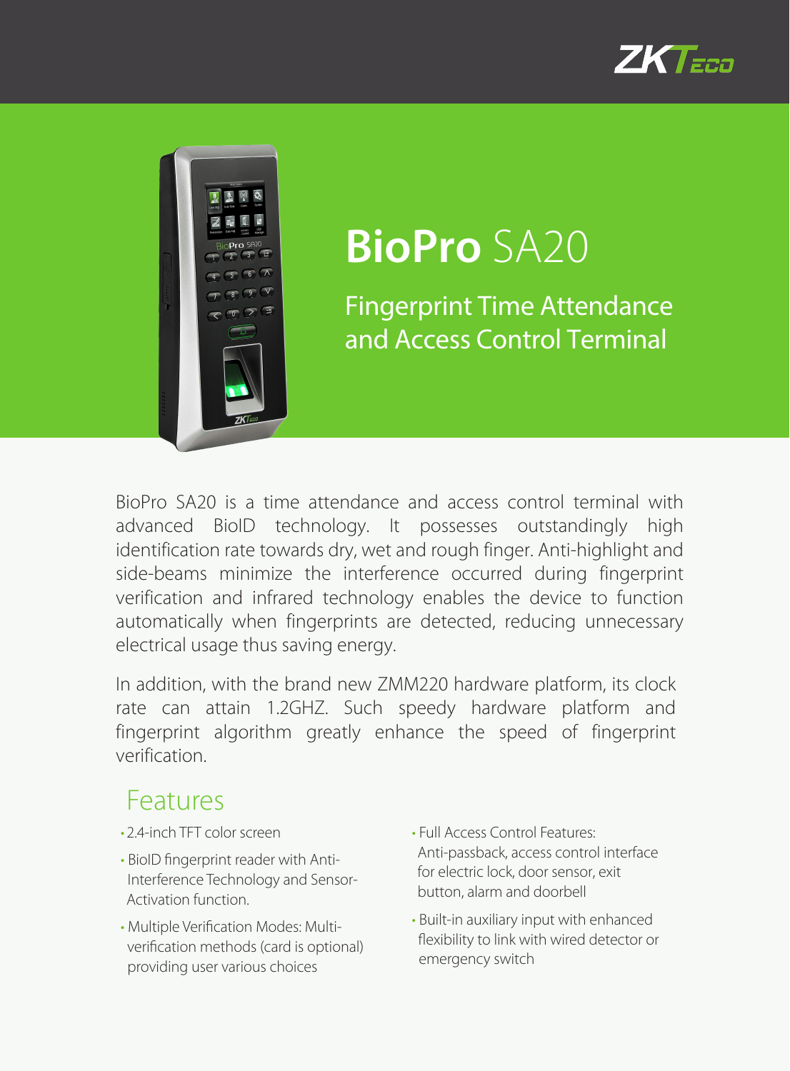# **BioPro** SA20

## Fingerprint Time Attendance and Access Control Terminal

BioPro SA20 is a time attendance and access control terminal with advanced BioID technology. It possesses outstandingly high identification rate towards dry, wet and rough finger. Anti-highlight and side-beams minimize the interference occurred during fingerprint verification and infrared technology enables the device to function automatically when fingerprints are detected, reducing unnecessary electrical usage thus saving energy.

In addition, with the brand new ZMM220 hardware platform, its clock rate can attain 1.2GHZ. Such speedy hardware platform and fingerprint algorithm greatly enhance the speed of fingerprint verification.

## Features

- 2.4-inch TFT color screen
- BioID fingerprint reader with Anti-Interference Technology and Sensor-Activation function.
- Multiple Verification Modes: Multi-verification methods (card is optional) providing user various choices
- Full Access Control Features: Anti-passback, access control interface for electric lock, door sensor, exit button, alarm and doorbell
- Built-in auxiliary input with enhanced flexibility to link with wired detector or emergency switch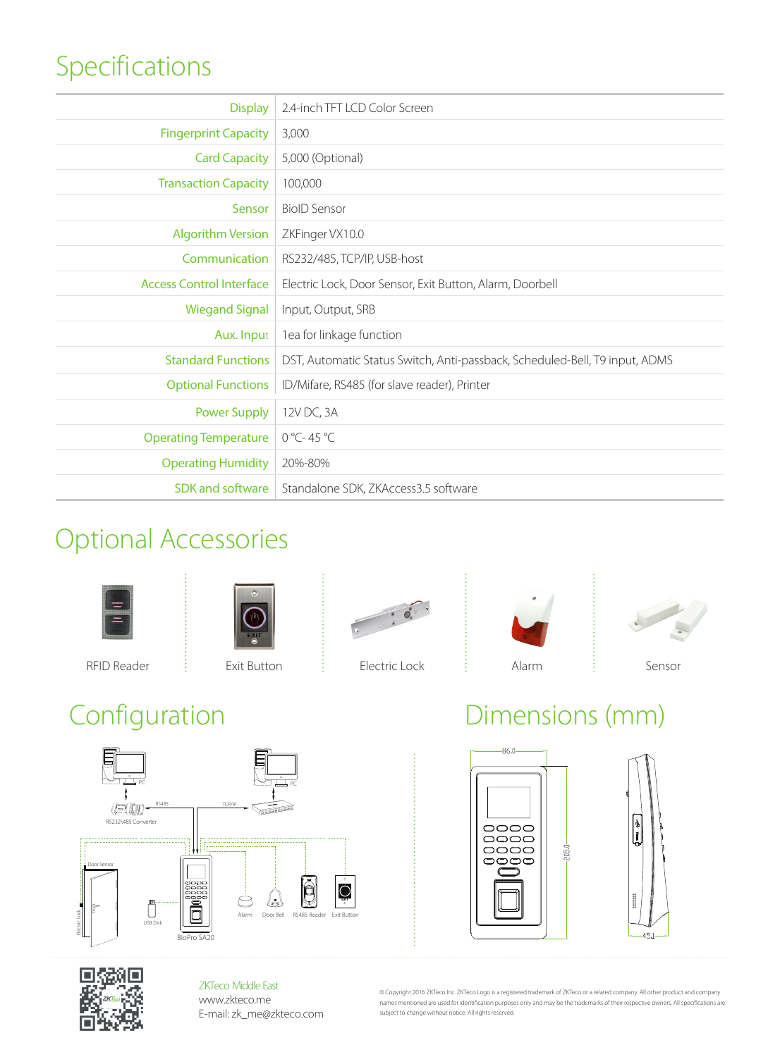# Specifications

| | |
|---|---|
| Display | 2.4-inch TFT LCD Color Screen |
| Fingerprint Capacity | 3,000 |
| Card Capacity | 5,000 (Optional) |
| Transaction Capacity | 100,000 |
| Sensor | BioID Sensor |
| Algorithm Version | ZKFinger VX10.0 |
| Communication | RS232/485, TCP/IP, USB-host |
| Access Control Interface | Electric Lock, Door Sensor, Exit Button, Alarm, Doorbell |
| Wiegand Signal | Input, Output, SRB |
| Aux. Input | 1ea for linkage function |
| Standard Functions | DST, Automatic Status Switch, Anti-passback, Scheduled-Bell, T9 input, ADMS |
| Optional Functions | ID/Mifare, RS485 (for slave reader), Printer |
| Power Supply | 12V DC, 3A |
| Operating Temperature | 0 °C- 45 °C |
| Operating Humidity | 20%-80% |
| SDK and software | Standalone SDK, ZKAccess3.5 software |

# Optional Accessories

RFID Reader

Exit Button

Electric Lock

Alarm

Sensor

# Configuration

PC

RS485

TCP/IP

PC

RS232\485 Converter

Door Sensor

Electric Lock

USB Disk

BioPro SA20

Alarm

Door Bell

RS485 Reader

Exit Button

# Dimensions (mm)

86.0

205.0

45.1

ZKTeco Middle East
www.zkteco.me
E-mail: zk_me@zkteco.com

© Copyright 2016 ZKTeco Inc. ZKTeco Logo is a registered trademark of ZKTeco or a related company. All other product and company names mentioned are used for identification purposes only and may be the trademarks of their respective owners. All specifications are subject to change without notice. All rights reserved.